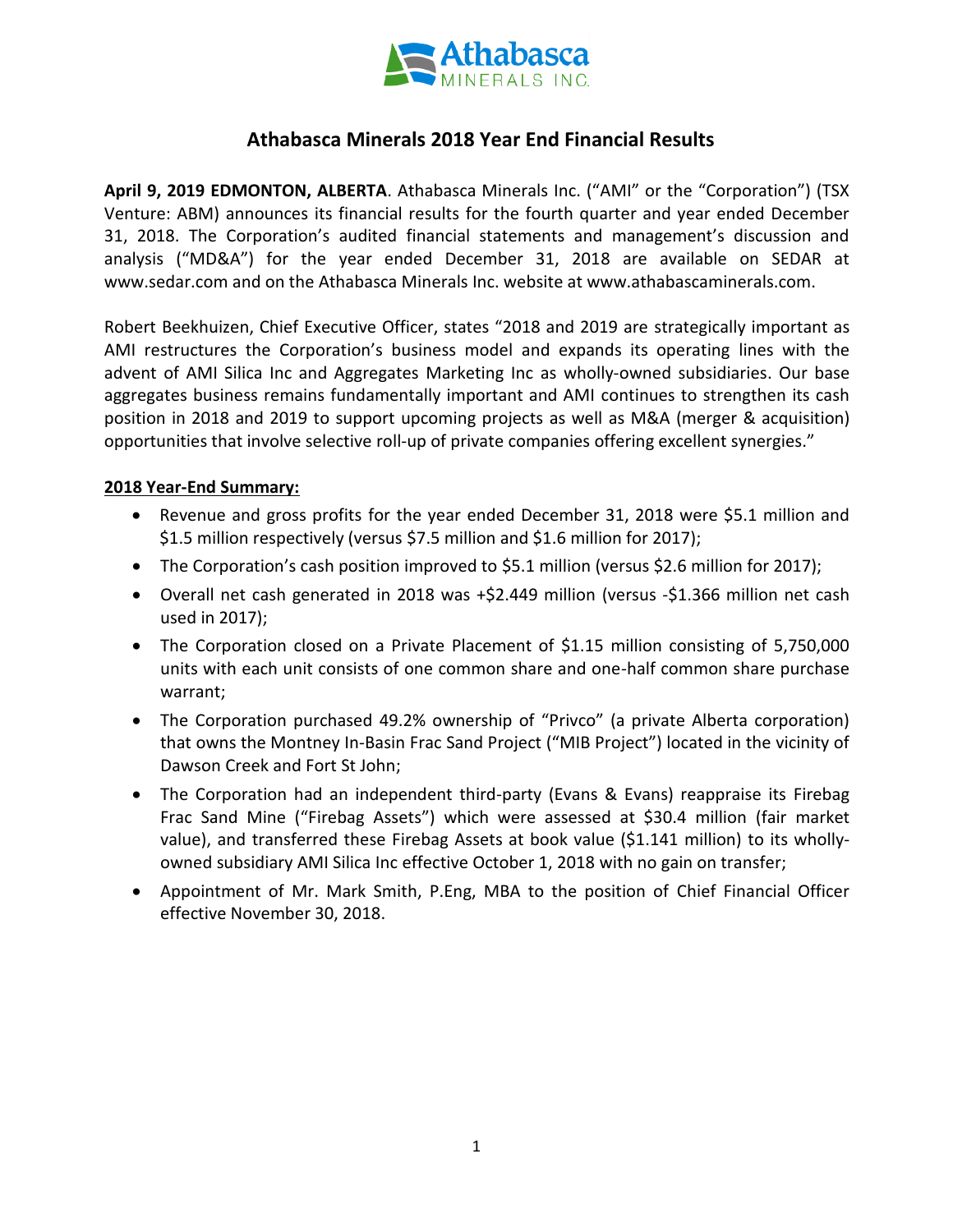# Athabasca Minerals 2018 Year End Financial Results

**April 9, 2019 EDMONTON, ALBERTA**. Athabasca Minerals Inc. ("AMI" or the "Corporation") (TSX Venture: ABM) announces its financial results for the fourth quarter and year ended December 31, 2018. The Corporation's audited financial statements and management's discussion and analysis ("MD&A") for the year ended December 31, 2018 are available on SEDAR at www.sedar.com and on the Athabasca Minerals Inc. website at www.athabascaminerals.com.

Robert Beekhuizen, Chief Executive Officer, states "2018 and 2019 are strategically important as AMI restructures the Corporation's business model and expands its operating lines with the advent of AMI Silica Inc and Aggregates Marketing Inc as wholly-owned subsidiaries. Our base aggregates business remains fundamentally important and AMI continues to strengthen its cash position in 2018 and 2019 to support upcoming projects as well as M&A (merger & acquisition) opportunities that involve selective roll-up of private companies offering excellent synergies."

## 2018 Year-End Summary:

- Revenue and gross profits for the year ended December 31, 2018 were $5.1 million and $1.5 million respectively (versus $7.5 million and $1.6 million for 2017);
- The Corporation's cash position improved to $5.1 million (versus $2.6 million for 2017);
- Overall net cash generated in 2018 was +$2.449 million (versus -$1.366 million net cash used in 2017);
- The Corporation closed on a Private Placement of $1.15 million consisting of 5,750,000 units with each unit consists of one common share and one-half common share purchase warrant;
- The Corporation purchased 49.2% ownership of "Privco" (a private Alberta corporation) that owns the Montney In-Basin Frac Sand Project ("MIB Project") located in the vicinity of Dawson Creek and Fort St John;
- The Corporation had an independent third-party (Evans & Evans) reappraise its Firebag Frac Sand Mine ("Firebag Assets") which were assessed at $30.4 million (fair market value), and transferred these Firebag Assets at book value ($1.141 million) to its wholly-owned subsidiary AMI Silica Inc effective October 1, 2018 with no gain on transfer;
- Appointment of Mr. Mark Smith, P.Eng, MBA to the position of Chief Financial Officer effective November 30, 2018.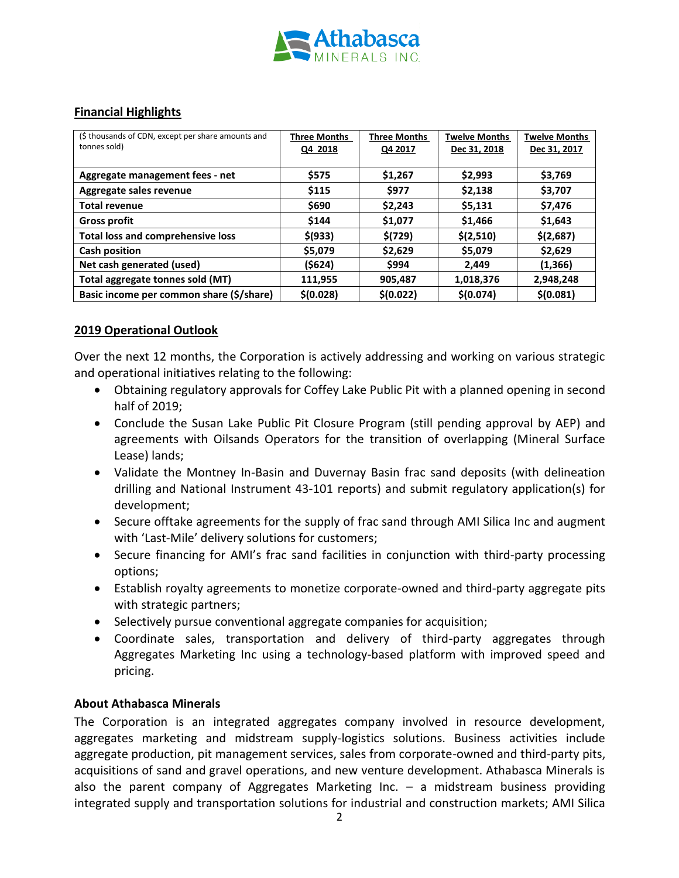## Financial Highlights

| ($ thousands of CDN, except per share amounts and tonnes sold) | Three Months Q4 2018 | Three Months Q4 2017 | Twelve Months Dec 31, 2018 | Twelve Months Dec 31, 2017 |
|---|---|---|---|---|
| **Aggregate management fees - net** | **$575** | **$1,267** | **$2,993** | **$3,769** |
| **Aggregate sales revenue** | **$115** | **$977** | **$2,138** | **$3,707** |
| **Total revenue** | **$690** | **$2,243** | **$5,131** | **$7,476** |
| **Gross profit** | **$144** | **$1,077** | **$1,466** | **$1,643** |
| **Total loss and comprehensive loss** | **$(933)** | **$(729)** | **$(2,510)** | **$(2,687)** |
| **Cash position** | **$5,079** | **$2,629** | **$5,079** | **$2,629** |
| **Net cash generated (used)** | **($624)** | **$994** | **2,449** | **(1,366)** |
| **Total aggregate tonnes sold (MT)** | **111,955** | **905,487** | **1,018,376** | **2,948,248** |
| **Basic income per common share ($/share)** | **$(0.028)** | **$(0.022)** | **$(0.074)** | **$(0.081)** |

## 2019 Operational Outlook

Over the next 12 months, the Corporation is actively addressing and working on various strategic and operational initiatives relating to the following:

- Obtaining regulatory approvals for Coffey Lake Public Pit with a planned opening in second half of 2019;
- Conclude the Susan Lake Public Pit Closure Program (still pending approval by AEP) and agreements with Oilsands Operators for the transition of overlapping (Mineral Surface Lease) lands;
- Validate the Montney In-Basin and Duvernay Basin frac sand deposits (with delineation drilling and National Instrument 43-101 reports) and submit regulatory application(s) for development;
- Secure offtake agreements for the supply of frac sand through AMI Silica Inc and augment with 'Last-Mile' delivery solutions for customers;
- Secure financing for AMI's frac sand facilities in conjunction with third-party processing options;
- Establish royalty agreements to monetize corporate-owned and third-party aggregate pits with strategic partners;
- Selectively pursue conventional aggregate companies for acquisition;
- Coordinate sales, transportation and delivery of third-party aggregates through Aggregates Marketing Inc using a technology-based platform with improved speed and pricing.

**About Athabasca Minerals**

The Corporation is an integrated aggregates company involved in resource development, aggregates marketing and midstream supply-logistics solutions. Business activities include aggregate production, pit management services, sales from corporate-owned and third-party pits, acquisitions of sand and gravel operations, and new venture development. Athabasca Minerals is also the parent company of Aggregates Marketing Inc. – a midstream business providing integrated supply and transportation solutions for industrial and construction markets; AMI Silica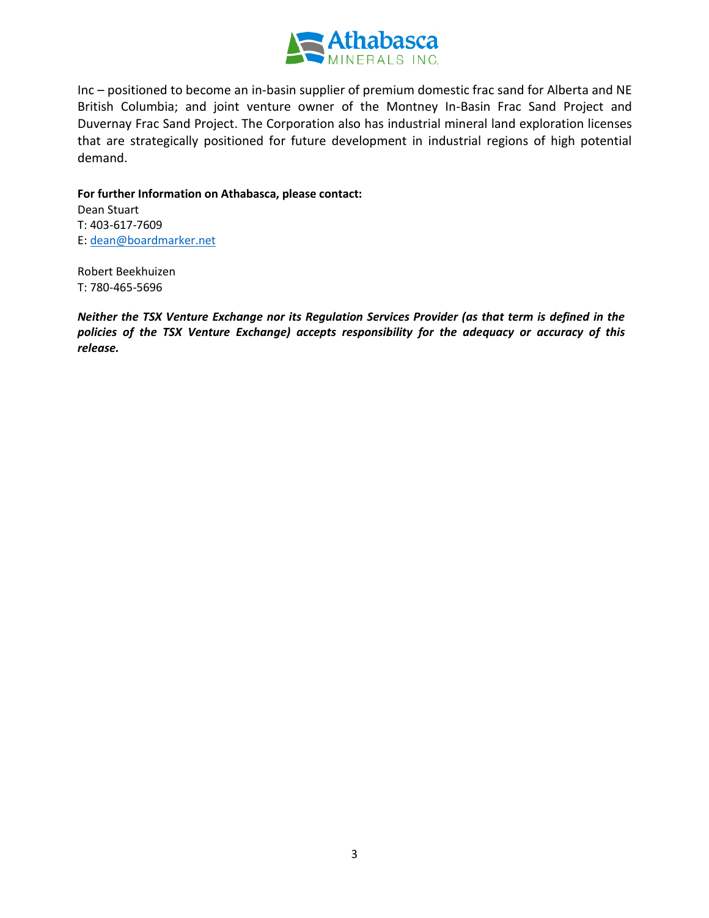Inc – positioned to become an in-basin supplier of premium domestic frac sand for Alberta and NE British Columbia; and joint venture owner of the Montney In-Basin Frac Sand Project and Duvernay Frac Sand Project. The Corporation also has industrial mineral land exploration licenses that are strategically positioned for future development in industrial regions of high potential demand.

**For further Information on Athabasca, please contact:**
Dean Stuart
T: 403-617-7609
E: dean@boardmarker.net

Robert Beekhuizen
T: 780-465-5696

***Neither the TSX Venture Exchange nor its Regulation Services Provider (as that term is defined in the policies of the TSX Venture Exchange) accepts responsibility for the adequacy or accuracy of this release.***